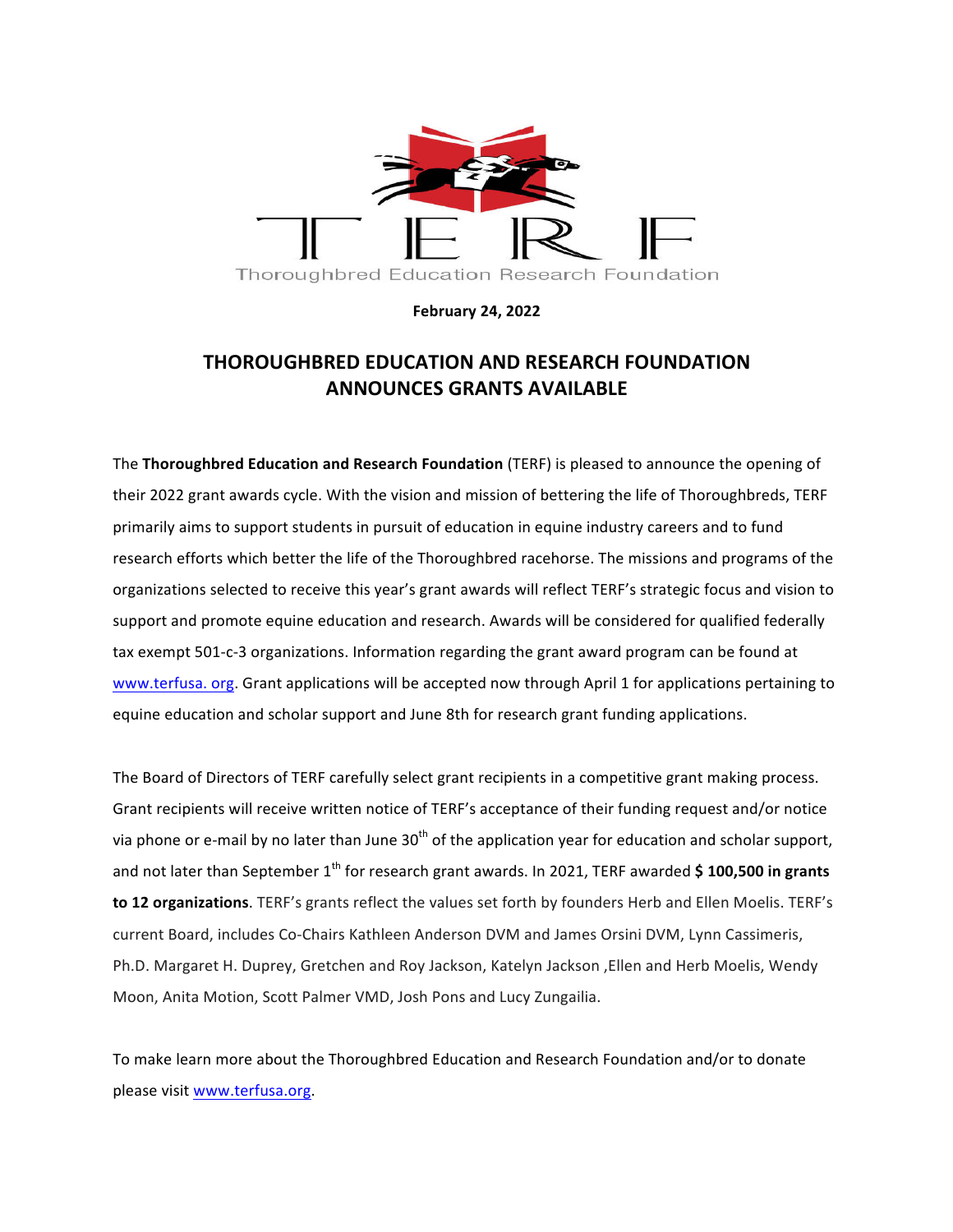TERF

Thoroughbred Education Research Foundation

**February 24, 2022**

# THOROUGHBRED EDUCATION AND RESEARCH FOUNDATION ANNOUNCES GRANTS AVAILABLE

The **Thoroughbred Education and Research Foundation** (TERF) is pleased to announce the opening of their 2022 grant awards cycle. With the vision and mission of bettering the life of Thoroughbreds, TERF primarily aims to support students in pursuit of education in equine industry careers and to fund research efforts which better the life of the Thoroughbred racehorse. The missions and programs of the organizations selected to receive this year's grant awards will reflect TERF's strategic focus and vision to support and promote equine education and research. Awards will be considered for qualified federally tax exempt 501-c-3 organizations. Information regarding the grant award program can be found at www.terfusa. org. Grant applications will be accepted now through April 1 for applications pertaining to equine education and scholar support and June 8th for research grant funding applications.

The Board of Directors of TERF carefully select grant recipients in a competitive grant making process. Grant recipients will receive written notice of TERF's acceptance of their funding request and/or notice via phone or e-mail by no later than June 30th of the application year for education and scholar support, and not later than September 1st for research grant awards. In 2021, TERF awarded **$ 100,500 in grants to 12 organizations**. TERF's grants reflect the values set forth by founders Herb and Ellen Moelis. TERF's current Board, includes Co-Chairs Kathleen Anderson DVM and James Orsini DVM, Lynn Cassimeris, Ph.D. Margaret H. Duprey, Gretchen and Roy Jackson, Katelyn Jackson ,Ellen and Herb Moelis, Wendy Moon, Anita Motion, Scott Palmer VMD, Josh Pons and Lucy Zungailia.

To make learn more about the Thoroughbred Education and Research Foundation and/or to donate please visit www.terfusa.org.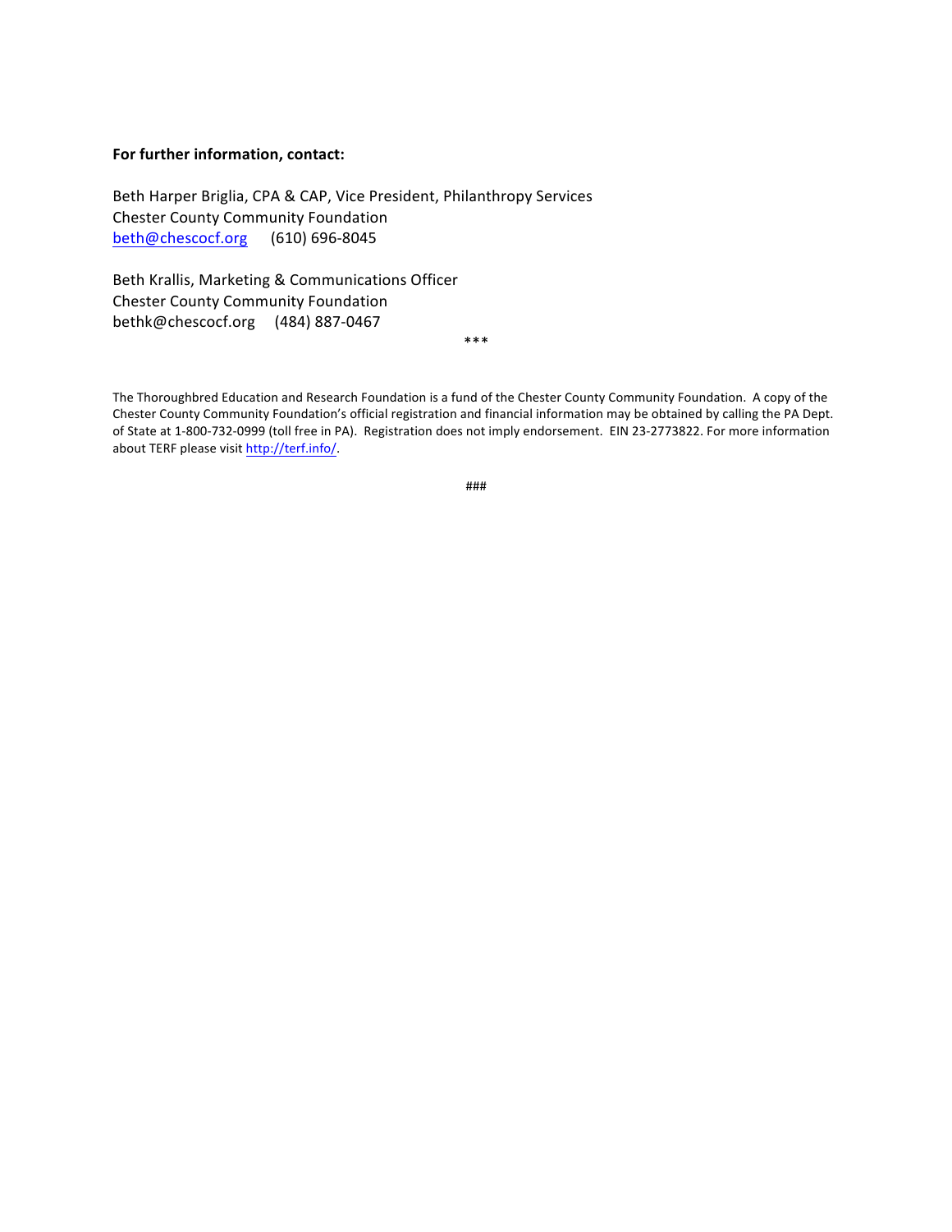**For further information, contact:**

Beth Harper Briglia, CPA & CAP, Vice President, Philanthropy Services
Chester County Community Foundation
[beth@chescocf.org](mailto:beth@chescocf.org)     (610) 696-8045

Beth Krallis, Marketing & Communications Officer
Chester County Community Foundation
bethk@chescocf.org     (484) 887-0467

***

The Thoroughbred Education and Research Foundation is a fund of the Chester County Community Foundation. A copy of the Chester County Community Foundation's official registration and financial information may be obtained by calling the PA Dept. of State at 1-800-732-0999 (toll free in PA). Registration does not imply endorsement. EIN 23-2773822. For more information about TERF please visit [http://terf.info/](http://terf.info/).

###